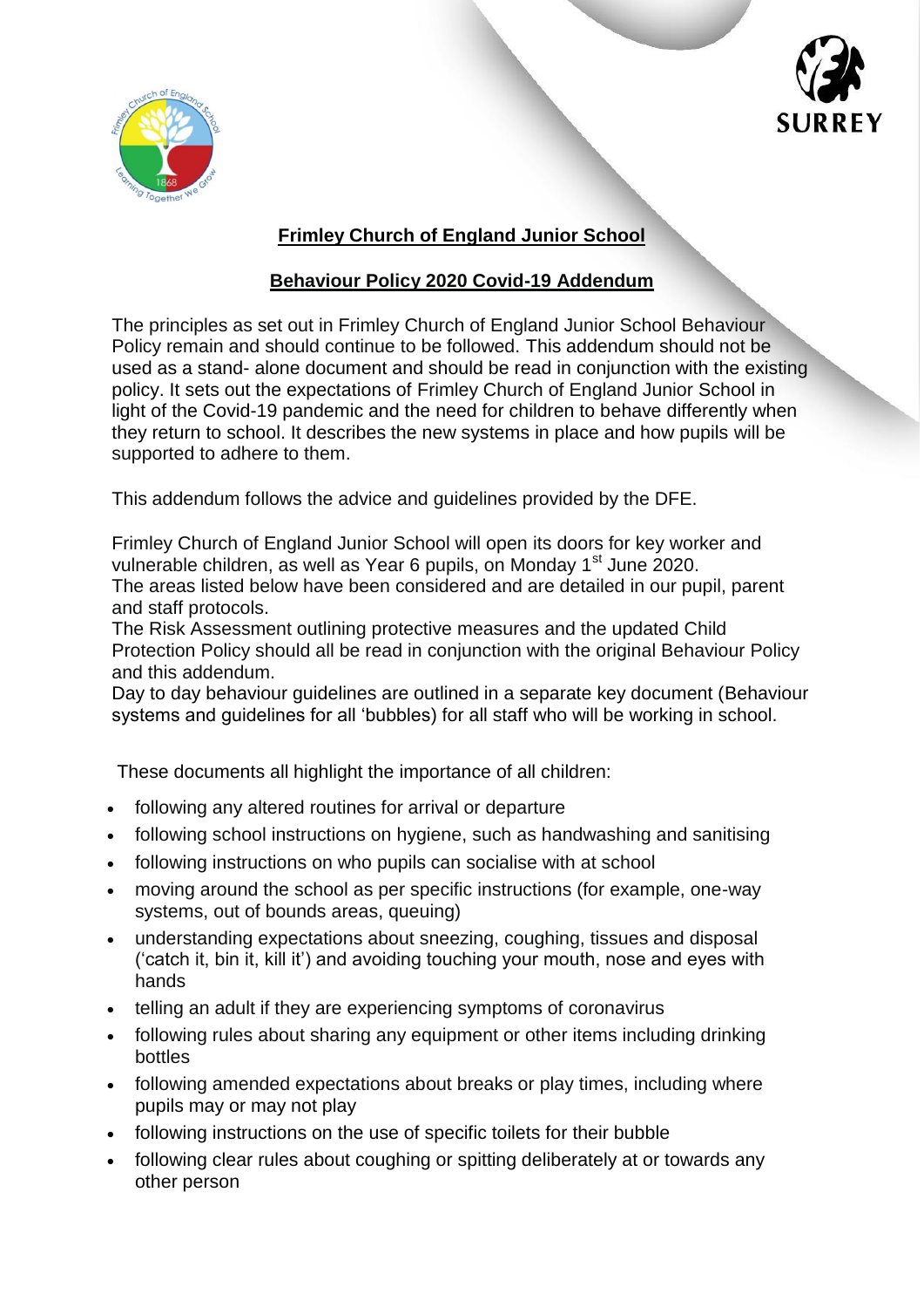## Frimley Church of England Junior School

## Behaviour Policy 2020 Covid-19 Addendum

The principles as set out in Frimley Church of England Junior School Behaviour Policy remain and should continue to be followed. This addendum should not be used as a stand- alone document and should be read in conjunction with the existing policy. It sets out the expectations of Frimley Church of England Junior School in light of the Covid-19 pandemic and the need for children to behave differently when they return to school. It describes the new systems in place and how pupils will be supported to adhere to them.

This addendum follows the advice and guidelines provided by the DFE.

Frimley Church of England Junior School will open its doors for key worker and vulnerable children, as well as Year 6 pupils, on Monday 1st June 2020.
The areas listed below have been considered and are detailed in our pupil, parent and staff protocols.
The Risk Assessment outlining protective measures and the updated Child Protection Policy should all be read in conjunction with the original Behaviour Policy and this addendum.
Day to day behaviour guidelines are outlined in a separate key document (Behaviour systems and guidelines for all 'bubbles) for all staff who will be working in school.

These documents all highlight the importance of all children:

- following any altered routines for arrival or departure
- following school instructions on hygiene, such as handwashing and sanitising
- following instructions on who pupils can socialise with at school
- moving around the school as per specific instructions (for example, one-way systems, out of bounds areas, queuing)
- understanding expectations about sneezing, coughing, tissues and disposal ('catch it, bin it, kill it') and avoiding touching your mouth, nose and eyes with hands
- telling an adult if they are experiencing symptoms of coronavirus
- following rules about sharing any equipment or other items including drinking bottles
- following amended expectations about breaks or play times, including where pupils may or may not play
- following instructions on the use of specific toilets for their bubble
- following clear rules about coughing or spitting deliberately at or towards any other person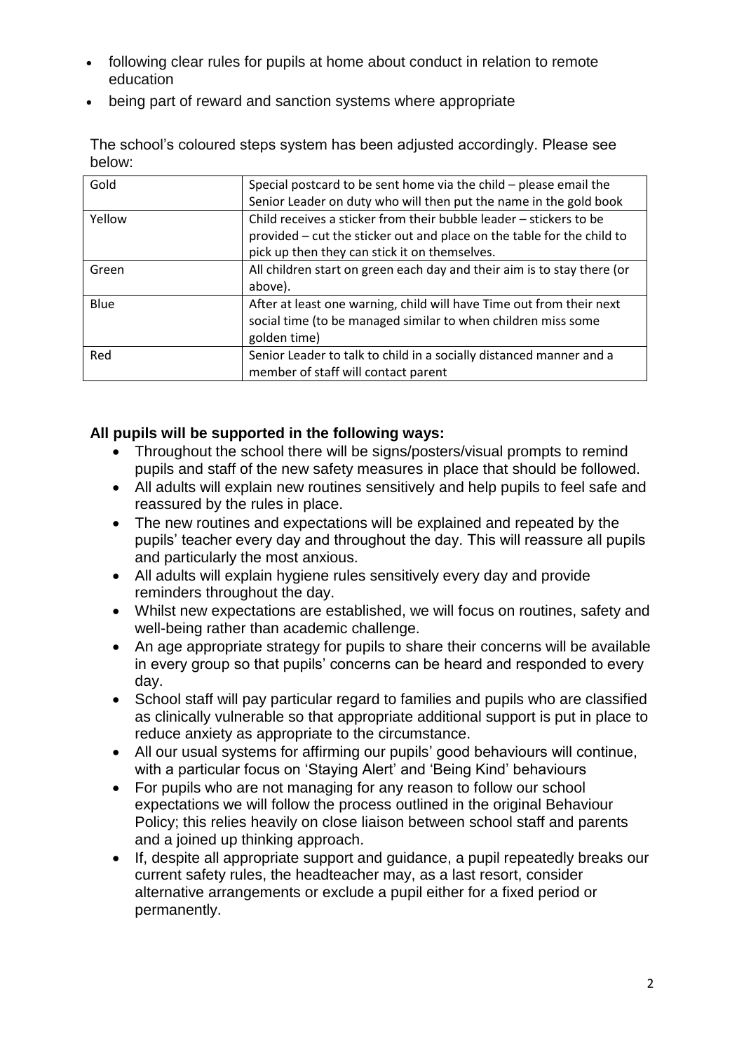- following clear rules for pupils at home about conduct in relation to remote education
- being part of reward and sanction systems where appropriate

The school's coloured steps system has been adjusted accordingly. Please see below:

| | |
|---|---|
| Gold | Special postcard to be sent home via the child – please email the Senior Leader on duty who will then put the name in the gold book |
| Yellow | Child receives a sticker from their bubble leader – stickers to be provided – cut the sticker out and place on the table for the child to pick up then they can stick it on themselves. |
| Green | All children start on green each day and their aim is to stay there (or above). |
| Blue | After at least one warning, child will have Time out from their next social time (to be managed similar to when children miss some golden time) |
| Red | Senior Leader to talk to child in a socially distanced manner and a member of staff will contact parent |

**All pupils will be supported in the following ways:**

- Throughout the school there will be signs/posters/visual prompts to remind pupils and staff of the new safety measures in place that should be followed.
- All adults will explain new routines sensitively and help pupils to feel safe and reassured by the rules in place.
- The new routines and expectations will be explained and repeated by the pupils' teacher every day and throughout the day. This will reassure all pupils and particularly the most anxious.
- All adults will explain hygiene rules sensitively every day and provide reminders throughout the day.
- Whilst new expectations are established, we will focus on routines, safety and well-being rather than academic challenge.
- An age appropriate strategy for pupils to share their concerns will be available in every group so that pupils' concerns can be heard and responded to every day.
- School staff will pay particular regard to families and pupils who are classified as clinically vulnerable so that appropriate additional support is put in place to reduce anxiety as appropriate to the circumstance.
- All our usual systems for affirming our pupils' good behaviours will continue, with a particular focus on 'Staying Alert' and 'Being Kind' behaviours
- For pupils who are not managing for any reason to follow our school expectations we will follow the process outlined in the original Behaviour Policy; this relies heavily on close liaison between school staff and parents and a joined up thinking approach.
- If, despite all appropriate support and guidance, a pupil repeatedly breaks our current safety rules, the headteacher may, as a last resort, consider alternative arrangements or exclude a pupil either for a fixed period or permanently.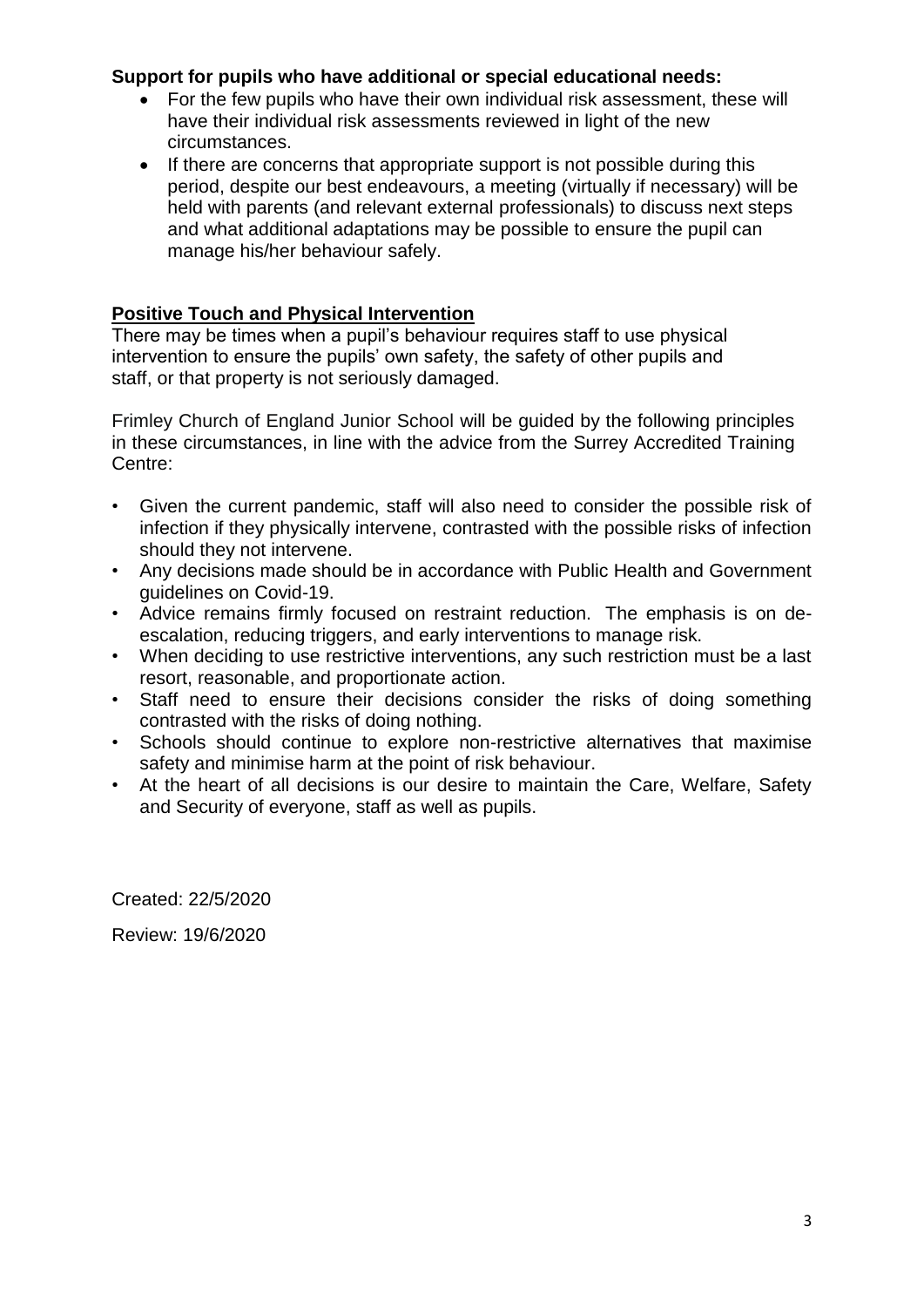**Support for pupils who have additional or special educational needs:**

- For the few pupils who have their own individual risk assessment, these will have their individual risk assessments reviewed in light of the new circumstances.
- If there are concerns that appropriate support is not possible during this period, despite our best endeavours, a meeting (virtually if necessary) will be held with parents (and relevant external professionals) to discuss next steps and what additional adaptations may be possible to ensure the pupil can manage his/her behaviour safely.

## Positive Touch and Physical Intervention

There may be times when a pupil's behaviour requires staff to use physical intervention to ensure the pupils' own safety, the safety of other pupils and staff, or that property is not seriously damaged.

Frimley Church of England Junior School will be guided by the following principles in these circumstances, in line with the advice from the Surrey Accredited Training Centre:

- Given the current pandemic, staff will also need to consider the possible risk of infection if they physically intervene, contrasted with the possible risks of infection should they not intervene.
- Any decisions made should be in accordance with Public Health and Government guidelines on Covid-19.
- Advice remains firmly focused on restraint reduction. The emphasis is on de-escalation, reducing triggers, and early interventions to manage risk.
- When deciding to use restrictive interventions, any such restriction must be a last resort, reasonable, and proportionate action.
- Staff need to ensure their decisions consider the risks of doing something contrasted with the risks of doing nothing.
- Schools should continue to explore non-restrictive alternatives that maximise safety and minimise harm at the point of risk behaviour.
- At the heart of all decisions is our desire to maintain the Care, Welfare, Safety and Security of everyone, staff as well as pupils.

Created: 22/5/2020

Review: 19/6/2020